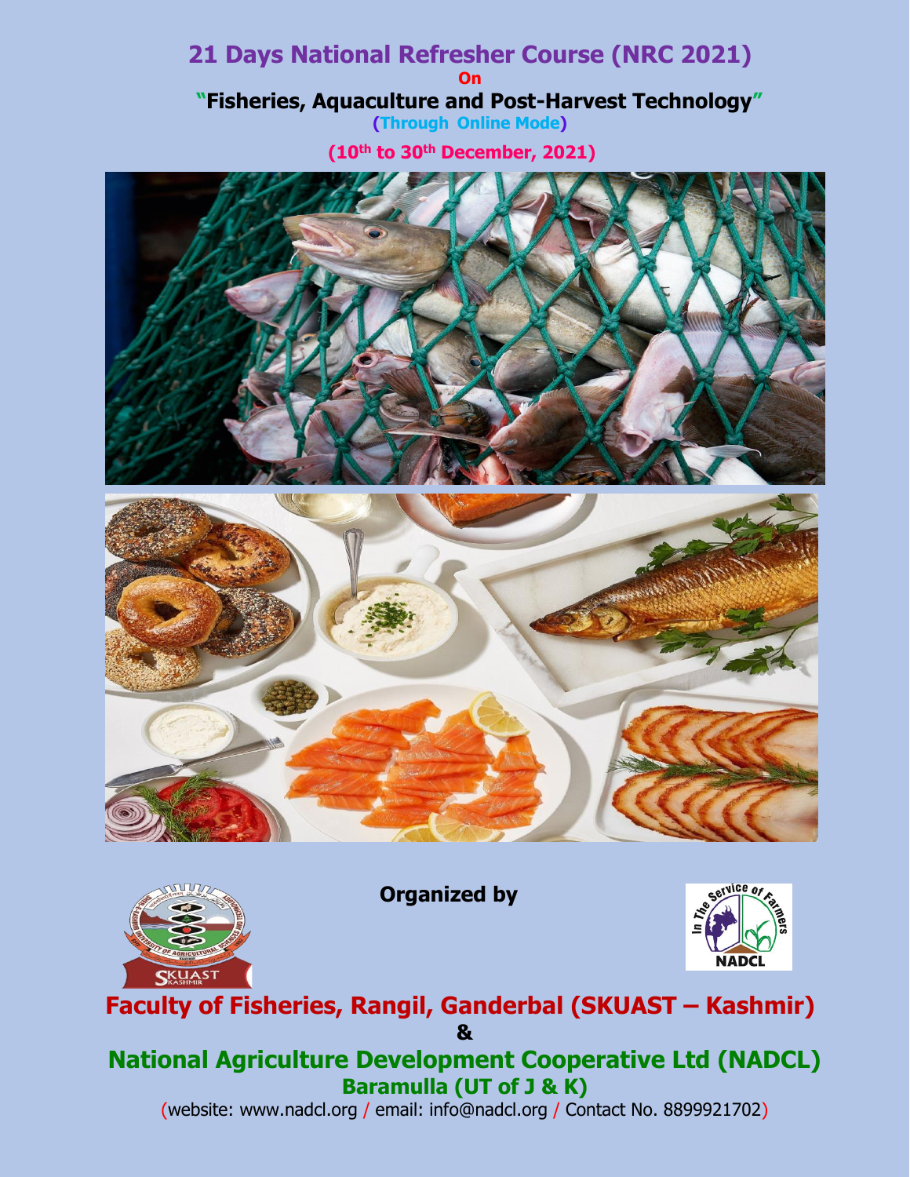# 21 Days National Refresher Course (NRC 2021)

**On**

## "Fisheries, Aquaculture and Post-Harvest Technology"

**(Through Online Mode)**

**(10th to 30th December, 2021)**

**Organized by**

## Faculty of Fisheries, Rangil, Ganderbal (SKUAST – Kashmir)

**&**

## National Agriculture Development Cooperative Ltd (NADCL)

### Baramulla (UT of J & K)

(website: www.nadcl.org / email: info@nadcl.org / Contact No. 8899921702)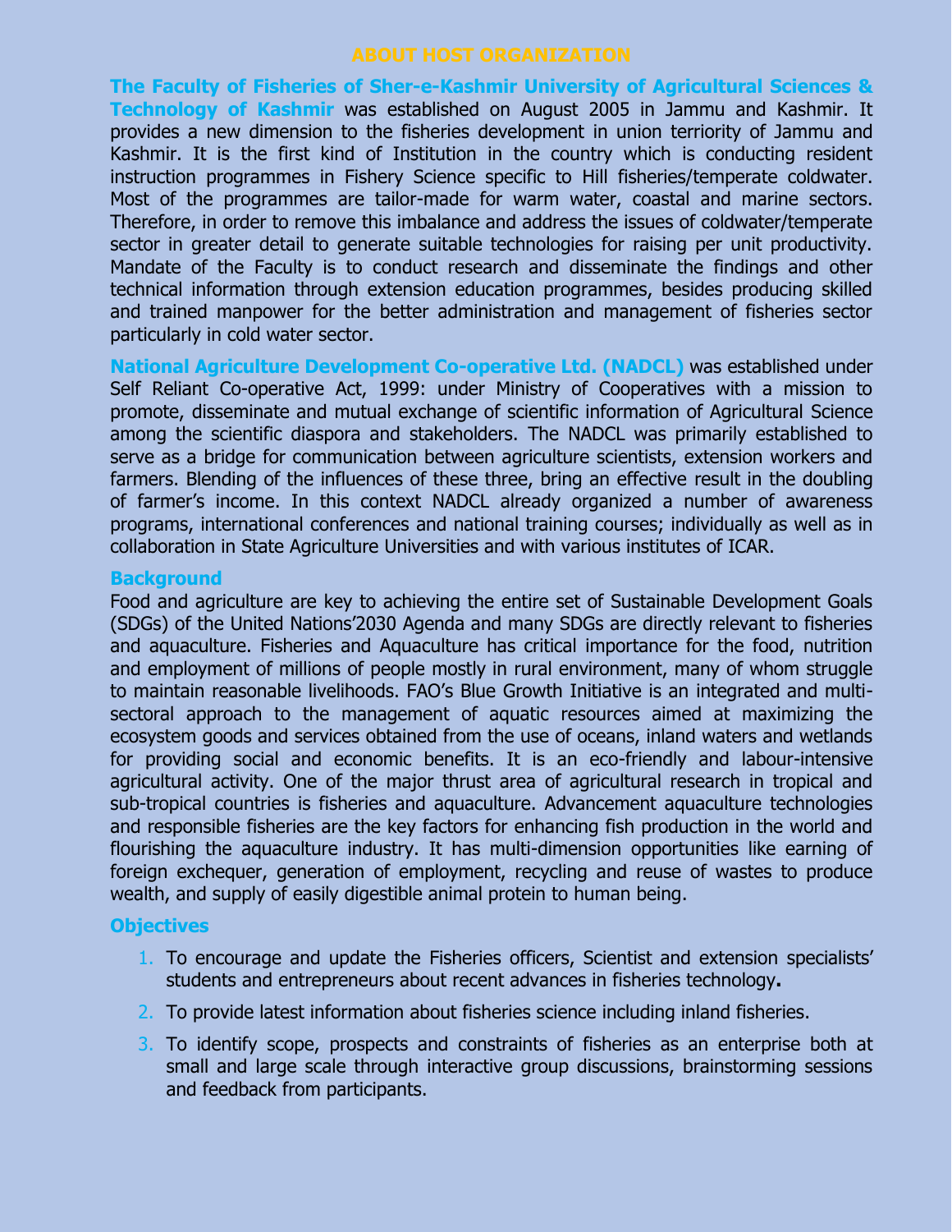## ABOUT HOST ORGANIZATION

**The Faculty of Fisheries of Sher-e-Kashmir University of Agricultural Sciences & Technology of Kashmir** was established on August 2005 in Jammu and Kashmir. It provides a new dimension to the fisheries development in union terriority of Jammu and Kashmir. It is the first kind of Institution in the country which is conducting resident instruction programmes in Fishery Science specific to Hill fisheries/temperate coldwater. Most of the programmes are tailor-made for warm water, coastal and marine sectors. Therefore, in order to remove this imbalance and address the issues of coldwater/temperate sector in greater detail to generate suitable technologies for raising per unit productivity. Mandate of the Faculty is to conduct research and disseminate the findings and other technical information through extension education programmes, besides producing skilled and trained manpower for the better administration and management of fisheries sector particularly in cold water sector.

**National Agriculture Development Co-operative Ltd. (NADCL)** was established under Self Reliant Co-operative Act, 1999: under Ministry of Cooperatives with a mission to promote, disseminate and mutual exchange of scientific information of Agricultural Science among the scientific diaspora and stakeholders. The NADCL was primarily established to serve as a bridge for communication between agriculture scientists, extension workers and farmers. Blending of the influences of these three, bring an effective result in the doubling of farmer's income. In this context NADCL already organized a number of awareness programs, international conferences and national training courses; individually as well as in collaboration in State Agriculture Universities and with various institutes of ICAR.

### Background

Food and agriculture are key to achieving the entire set of Sustainable Development Goals (SDGs) of the United Nations'2030 Agenda and many SDGs are directly relevant to fisheries and aquaculture. Fisheries and Aquaculture has critical importance for the food, nutrition and employment of millions of people mostly in rural environment, many of whom struggle to maintain reasonable livelihoods. FAO's Blue Growth Initiative is an integrated and multi-sectoral approach to the management of aquatic resources aimed at maximizing the ecosystem goods and services obtained from the use of oceans, inland waters and wetlands for providing social and economic benefits. It is an eco-friendly and labour-intensive agricultural activity. One of the major thrust area of agricultural research in tropical and sub-tropical countries is fisheries and aquaculture. Advancement aquaculture technologies and responsible fisheries are the key factors for enhancing fish production in the world and flourishing the aquaculture industry. It has multi-dimension opportunities like earning of foreign exchequer, generation of employment, recycling and reuse of wastes to produce wealth, and supply of easily digestible animal protein to human being.

### Objectives

1. To encourage and update the Fisheries officers, Scientist and extension specialists' students and entrepreneurs about recent advances in fisheries technology**.**
2. To provide latest information about fisheries science including inland fisheries.
3. To identify scope, prospects and constraints of fisheries as an enterprise both at small and large scale through interactive group discussions, brainstorming sessions and feedback from participants.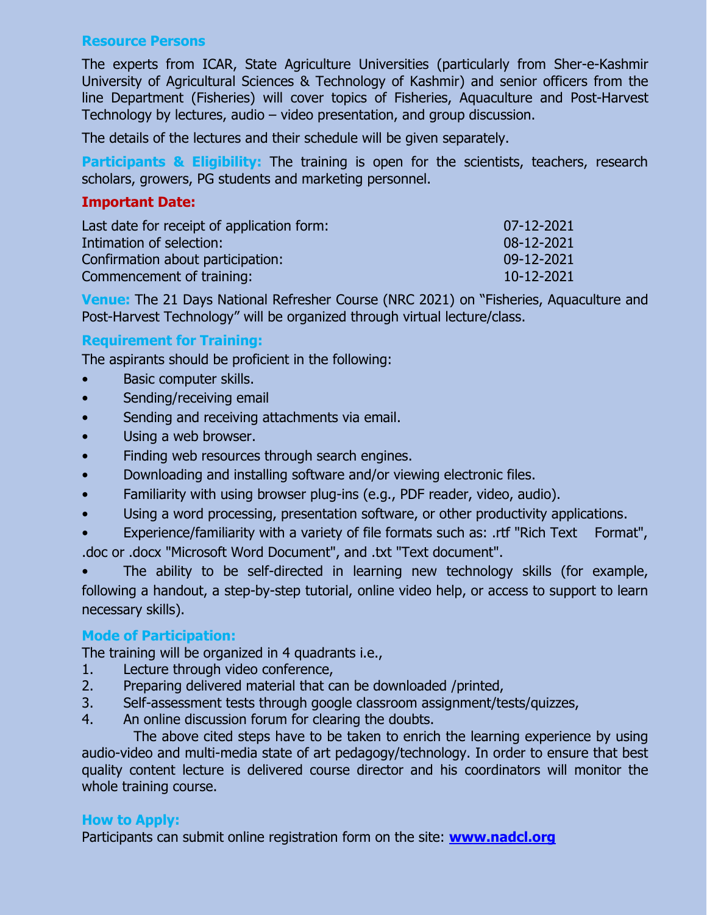### Resource Persons

The experts from ICAR, State Agriculture Universities (particularly from Sher-e-Kashmir University of Agricultural Sciences & Technology of Kashmir) and senior officers from the line Department (Fisheries) will cover topics of Fisheries, Aquaculture and Post-Harvest Technology by lectures, audio – video presentation, and group discussion.

The details of the lectures and their schedule will be given separately.

**Participants & Eligibility:** The training is open for the scientists, teachers, research scholars, growers, PG students and marketing personnel.

### Important Date:

| | |
|---|---|
| Last date for receipt of application form: | 07-12-2021 |
| Intimation of selection: | 08-12-2021 |
| Confirmation about participation: | 09-12-2021 |
| Commencement of training: | 10-12-2021 |

**Venue:** The 21 Days National Refresher Course (NRC 2021) on "Fisheries, Aquaculture and Post-Harvest Technology" will be organized through virtual lecture/class.

### Requirement for Training:

The aspirants should be proficient in the following:

- Basic computer skills.
- Sending/receiving email
- Sending and receiving attachments via email.
- Using a web browser.
- Finding web resources through search engines.
- Downloading and installing software and/or viewing electronic files.
- Familiarity with using browser plug-ins (e.g., PDF reader, video, audio).
- Using a word processing, presentation software, or other productivity applications.
- Experience/familiarity with a variety of file formats such as: .rtf "Rich Text Format", .doc or .docx "Microsoft Word Document", and .txt "Text document".
- The ability to be self-directed in learning new technology skills (for example, following a handout, a step-by-step tutorial, online video help, or access to support to learn necessary skills).

### Mode of Participation:

The training will be organized in 4 quadrants i.e.,

1. Lecture through video conference,
2. Preparing delivered material that can be downloaded /printed,
3. Self-assessment tests through google classroom assignment/tests/quizzes,
4. An online discussion forum for clearing the doubts.

The above cited steps have to be taken to enrich the learning experience by using audio-video and multi-media state of art pedagogy/technology. In order to ensure that best quality content lecture is delivered course director and his coordinators will monitor the whole training course.

### How to Apply:

Participants can submit online registration form on the site: **www.nadcl.org**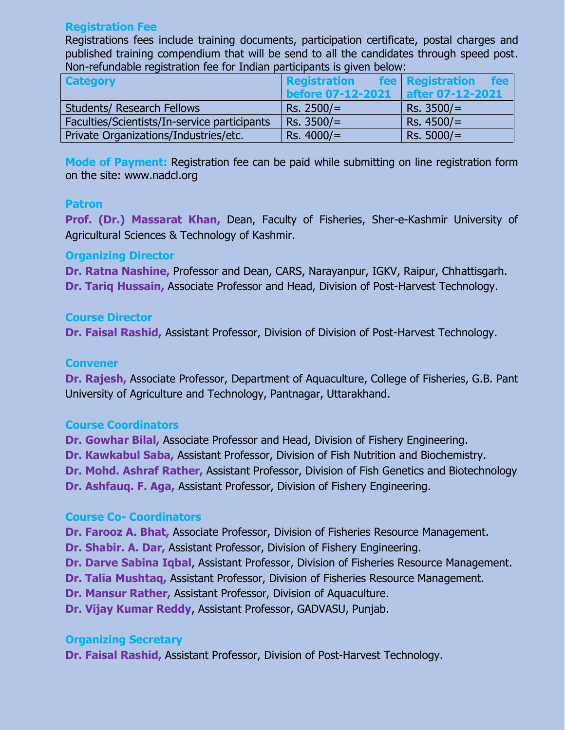### Registration Fee

Registrations fees include training documents, participation certificate, postal charges and published training compendium that will be send to all the candidates through speed post. Non-refundable registration fee for Indian participants is given below:

| Category | Registration fee before 07-12-2021 | Registration fee after 07-12-2021 |
| --- | --- | --- |
| Students/ Research Fellows | Rs. 2500/= | Rs. 3500/= |
| Faculties/Scientists/In-service participants | Rs. 3500/= | Rs. 4500/= |
| Private Organizations/Industries/etc. | Rs. 4000/= | Rs. 5000/= |

**Mode of Payment:** Registration fee can be paid while submitting on line registration form on the site: www.nadcl.org

### Patron

**Prof. (Dr.) Massarat Khan,** Dean, Faculty of Fisheries, Sher-e-Kashmir University of Agricultural Sciences & Technology of Kashmir.

### Organizing Director

**Dr. Ratna Nashine,** Professor and Dean, CARS, Narayanpur, IGKV, Raipur, Chhattisgarh.

**Dr. Tariq Hussain,** Associate Professor and Head, Division of Post-Harvest Technology.

### Course Director

**Dr. Faisal Rashid,** Assistant Professor, Division of Division of Post-Harvest Technology.

### Convener

**Dr. Rajesh,** Associate Professor, Department of Aquaculture, College of Fisheries, G.B. Pant University of Agriculture and Technology, Pantnagar, Uttarakhand.

### Course Coordinators

**Dr. Gowhar Bilal,** Associate Professor and Head, Division of Fishery Engineering.

**Dr. Kawkabul Saba,** Assistant Professor, Division of Fish Nutrition and Biochemistry.

**Dr. Mohd. Ashraf Rather,** Assistant Professor, Division of Fish Genetics and Biotechnology

**Dr. Ashfauq. F. Aga,** Assistant Professor, Division of Fishery Engineering.

### Course Co- Coordinators

**Dr. Farooz A. Bhat,** Associate Professor, Division of Fisheries Resource Management.

**Dr. Shabir. A. Dar,** Assistant Professor, Division of Fishery Engineering.

**Dr. Darve Sabina Iqbal**, Assistant Professor, Division of Fisheries Resource Management.

**Dr. Talia Mushtaq,** Assistant Professor, Division of Fisheries Resource Management.

**Dr. Mansur Rather,** Assistant Professor, Division of Aquaculture.

**Dr. Vijay Kumar Reddy**, Assistant Professor, GADVASU, Punjab.

### Organizing Secretary

**Dr. Faisal Rashid,** Assistant Professor, Division of Post-Harvest Technology.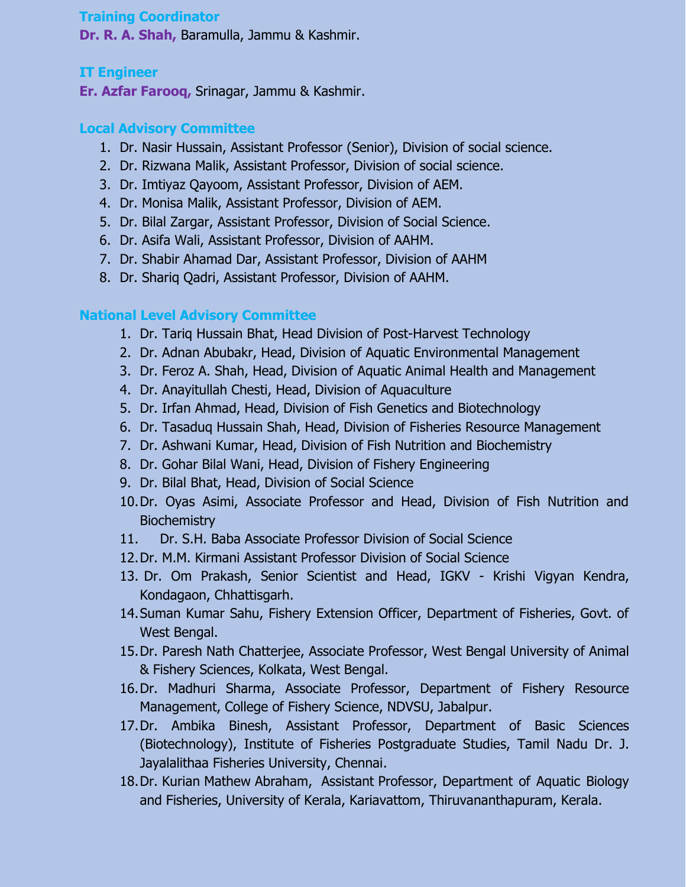### Training Coordinator

**Dr. R. A. Shah,** Baramulla, Jammu & Kashmir.

### IT Engineer

**Er. Azfar Farooq,** Srinagar, Jammu & Kashmir.

### Local Advisory Committee

1. Dr. Nasir Hussain, Assistant Professor (Senior), Division of social science.
2. Dr. Rizwana Malik, Assistant Professor, Division of social science.
3. Dr. Imtiyaz Qayoom, Assistant Professor, Division of AEM.
4. Dr. Monisa Malik, Assistant Professor, Division of AEM.
5. Dr. Bilal Zargar, Assistant Professor, Division of Social Science.
6. Dr. Asifa Wali, Assistant Professor, Division of AAHM.
7. Dr. Shabir Ahamad Dar, Assistant Professor, Division of AAHM
8. Dr. Shariq Qadri, Assistant Professor, Division of AAHM.

### National Level Advisory Committee

1. Dr. Tariq Hussain Bhat, Head Division of Post-Harvest Technology
2. Dr. Adnan Abubakr, Head, Division of Aquatic Environmental Management
3. Dr. Feroz A. Shah, Head, Division of Aquatic Animal Health and Management
4. Dr. Anayitullah Chesti, Head, Division of Aquaculture
5. Dr. Irfan Ahmad, Head, Division of Fish Genetics and Biotechnology
6. Dr. Tasaduq Hussain Shah, Head, Division of Fisheries Resource Management
7. Dr. Ashwani Kumar, Head, Division of Fish Nutrition and Biochemistry
8. Dr. Gohar Bilal Wani, Head, Division of Fishery Engineering
9. Dr. Bilal Bhat, Head, Division of Social Science
10. Dr. Oyas Asimi, Associate Professor and Head, Division of Fish Nutrition and Biochemistry
11. Dr. S.H. Baba Associate Professor Division of Social Science
12. Dr. M.M. Kirmani Assistant Professor Division of Social Science
13. Dr. Om Prakash, Senior Scientist and Head, IGKV - Krishi Vigyan Kendra, Kondagaon, Chhattisgarh.
14. Suman Kumar Sahu, Fishery Extension Officer, Department of Fisheries, Govt. of West Bengal.
15. Dr. Paresh Nath Chatterjee, Associate Professor, West Bengal University of Animal & Fishery Sciences, Kolkata, West Bengal.
16. Dr. Madhuri Sharma, Associate Professor, Department of Fishery Resource Management, College of Fishery Science, NDVSU, Jabalpur.
17. Dr. Ambika Binesh, Assistant Professor, Department of Basic Sciences (Biotechnology), Institute of Fisheries Postgraduate Studies, Tamil Nadu Dr. J. Jayalalithaa Fisheries University, Chennai.
18. Dr. Kurian Mathew Abraham, Assistant Professor, Department of Aquatic Biology and Fisheries, University of Kerala, Kariavattom, Thiruvananthapuram, Kerala.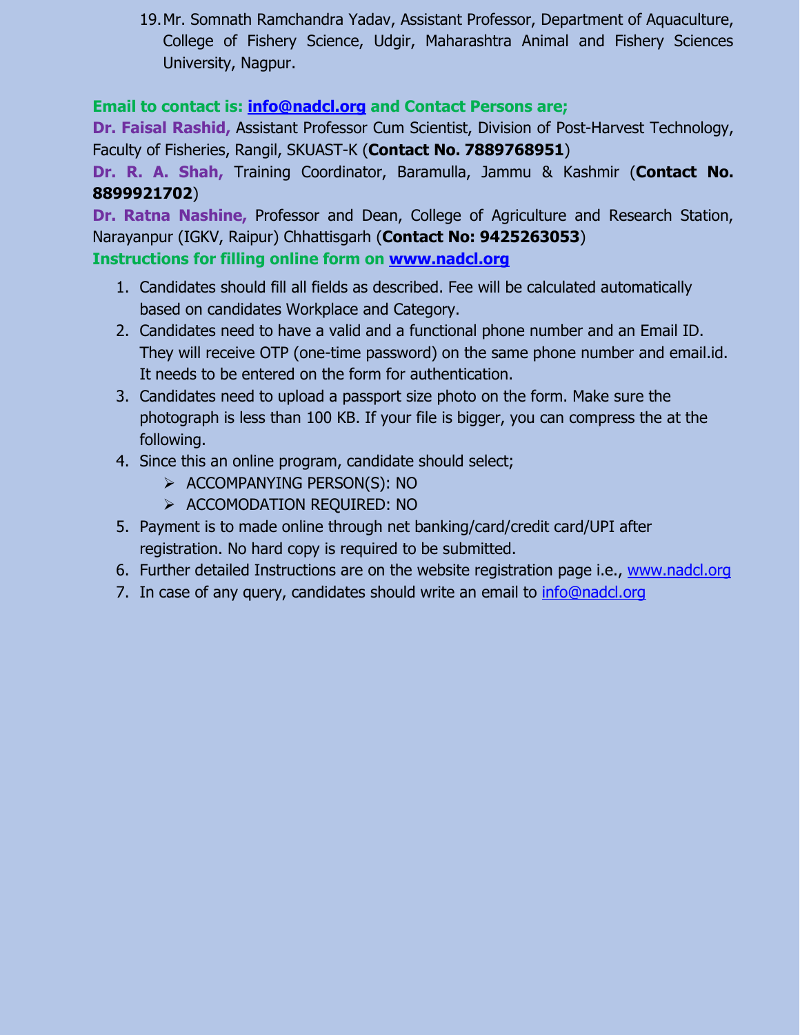19. Mr. Somnath Ramchandra Yadav, Assistant Professor, Department of Aquaculture, College of Fishery Science, Udgir, Maharashtra Animal and Fishery Sciences University, Nagpur.

**Email to contact is: info@nadcl.org and Contact Persons are;**

**Dr. Faisal Rashid,** Assistant Professor Cum Scientist, Division of Post-Harvest Technology, Faculty of Fisheries, Rangil, SKUAST-K (**Contact No. 7889768951**)

**Dr. R. A. Shah,** Training Coordinator, Baramulla, Jammu & Kashmir (**Contact No. 8899921702**)

**Dr. Ratna Nashine,** Professor and Dean, College of Agriculture and Research Station, Narayanpur (IGKV, Raipur) Chhattisgarh (**Contact No: 9425263053**)

**Instructions for filling online form on www.nadcl.org**

1. Candidates should fill all fields as described. Fee will be calculated automatically based on candidates Workplace and Category.
2. Candidates need to have a valid and a functional phone number and an Email ID. They will receive OTP (one-time password) on the same phone number and email.id. It needs to be entered on the form for authentication.
3. Candidates need to upload a passport size photo on the form. Make sure the photograph is less than 100 KB. If your file is bigger, you can compress the at the following.
4. Since this an online program, candidate should select;
   - ACCOMPANYING PERSON(S): NO
   - ACCOMODATION REQUIRED: NO
5. Payment is to made online through net banking/card/credit card/UPI after registration. No hard copy is required to be submitted.
6. Further detailed Instructions are on the website registration page i.e., www.nadcl.org
7. In case of any query, candidates should write an email to info@nadcl.org